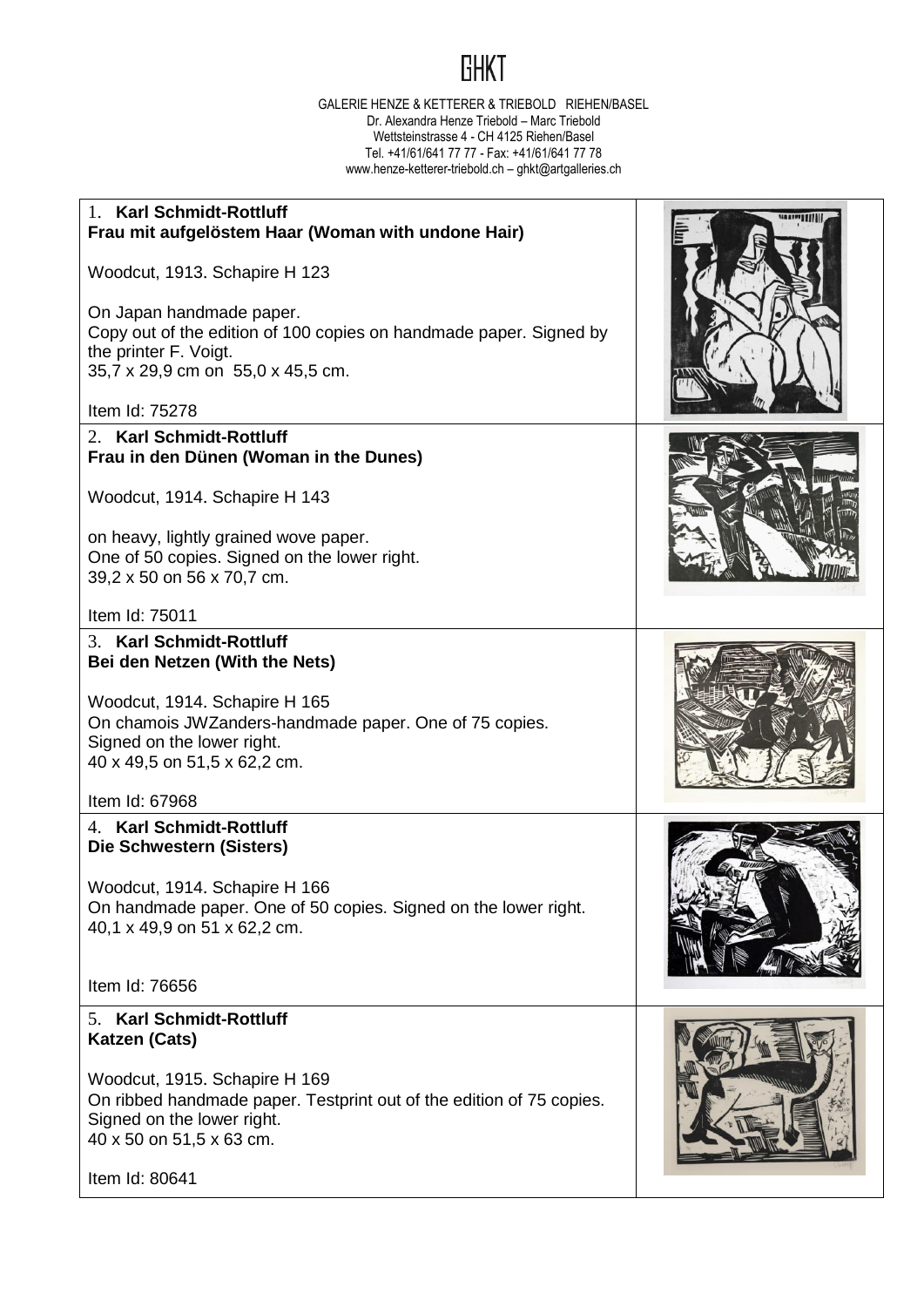# GHKT

GALERIE HENZE & KETTERER & TRIEBOLD RIEHEN/BASEL
Dr. Alexandra Henze Triebold – Marc Triebold
Wettsteinstrasse 4 - CH 4125 Riehen/Basel
Tel. +41/61/641 77 77 - Fax: +41/61/641 77 78
www.henze-ketterer-triebold.ch – ghkt@artgalleries.ch

1. **Karl Schmidt-Rottluff**
**Frau mit aufgelöstem Haar (Woman with undone Hair)**

Woodcut, 1913. Schapire H 123

On Japan handmade paper.
Copy out of the edition of 100 copies on handmade paper. Signed by the printer F. Voigt.
35,7 x 29,9 cm on 55,0 x 45,5 cm.

Item Id: 75278

2. **Karl Schmidt-Rottluff**
**Frau in den Dünen (Woman in the Dunes)**

Woodcut, 1914. Schapire H 143

on heavy, lightly grained wove paper.
One of 50 copies. Signed on the lower right.
39,2 x 50 on 56 x 70,7 cm.

Item Id: 75011

3. **Karl Schmidt-Rottluff**
**Bei den Netzen (With the Nets)**

Woodcut, 1914. Schapire H 165
On chamois JWZanders-handmade paper. One of 75 copies.
Signed on the lower right.
40 x 49,5 on 51,5 x 62,2 cm.

Item Id: 67968

4. **Karl Schmidt-Rottluff**
**Die Schwestern (Sisters)**

Woodcut, 1914. Schapire H 166
On handmade paper. One of 50 copies. Signed on the lower right.
40,1 x 49,9 on 51 x 62,2 cm.

Item Id: 76656

5. **Karl Schmidt-Rottluff**
**Katzen (Cats)**

Woodcut, 1915. Schapire H 169
On ribbed handmade paper. Testprint out of the edition of 75 copies.
Signed on the lower right.
40 x 50 on 51,5 x 63 cm.

Item Id: 80641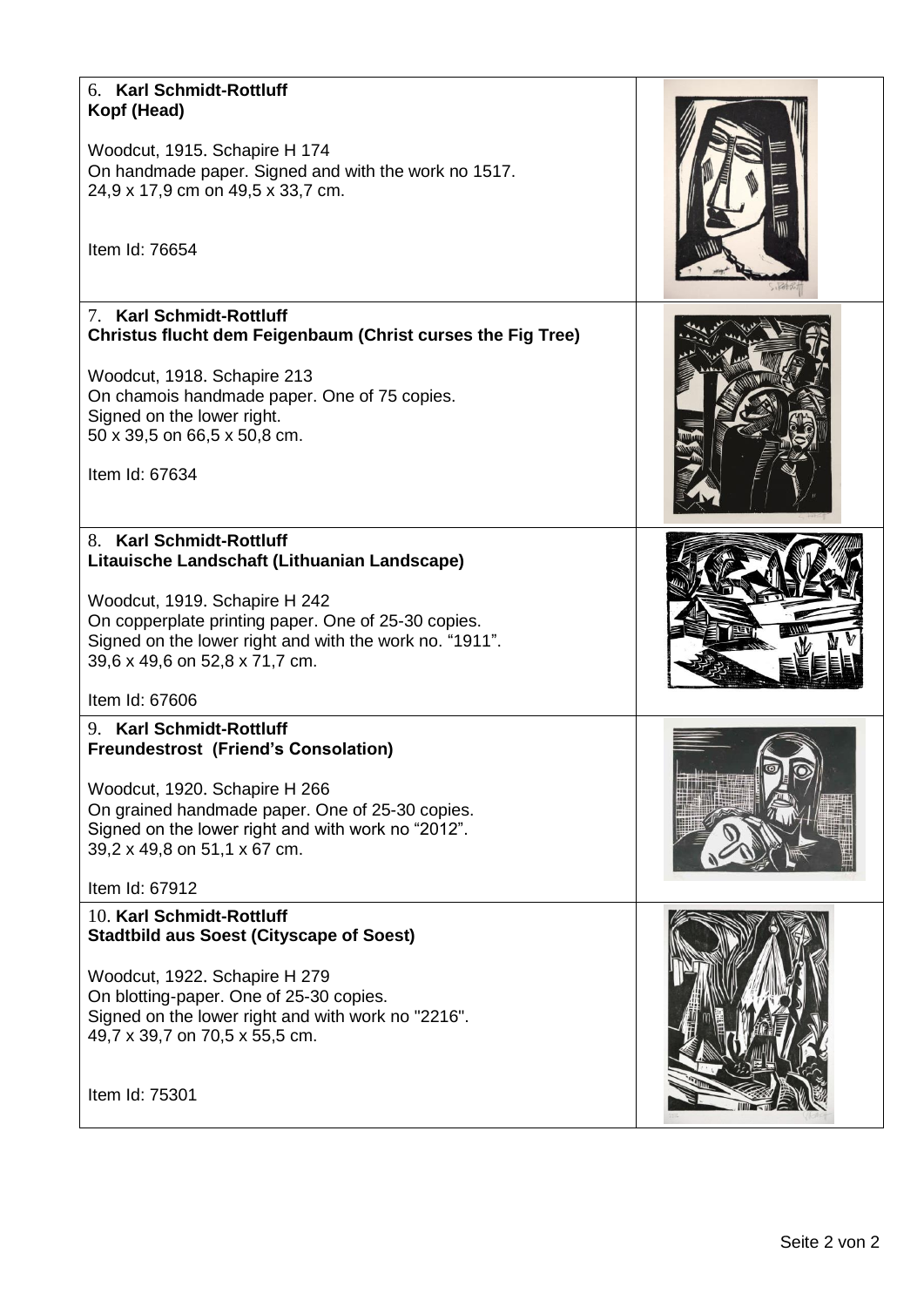6. **Karl Schmidt-Rottluff**
**Kopf (Head)**

Woodcut, 1915. Schapire H 174
On handmade paper. Signed and with the work no 1517.
24,9 x 17,9 cm on 49,5 x 33,7 cm.

Item Id: 76654

7. **Karl Schmidt-Rottluff**
**Christus flucht dem Feigenbaum (Christ curses the Fig Tree)**

Woodcut, 1918. Schapire 213
On chamois handmade paper. One of 75 copies.
Signed on the lower right.
50 x 39,5 on 66,5 x 50,8 cm.

Item Id: 67634

8. **Karl Schmidt-Rottluff**
**Litauische Landschaft (Lithuanian Landscape)**

Woodcut, 1919. Schapire H 242
On copperplate printing paper. One of 25-30 copies.
Signed on the lower right and with the work no. "1911".
39,6 x 49,6 on 52,8 x 71,7 cm.

Item Id: 67606

9. **Karl Schmidt-Rottluff**
**Freundestrost (Friend's Consolation)**

Woodcut, 1920. Schapire H 266
On grained handmade paper. One of 25-30 copies.
Signed on the lower right and with work no "2012".
39,2 x 49,8 on 51,1 x 67 cm.

Item Id: 67912

10. **Karl Schmidt-Rottluff**
**Stadtbild aus Soest (Cityscape of Soest)**

Woodcut, 1922. Schapire H 279
On blotting-paper. One of 25-30 copies.
Signed on the lower right and with work no "2216".
49,7 x 39,7 on 70,5 x 55,5 cm.

Item Id: 75301